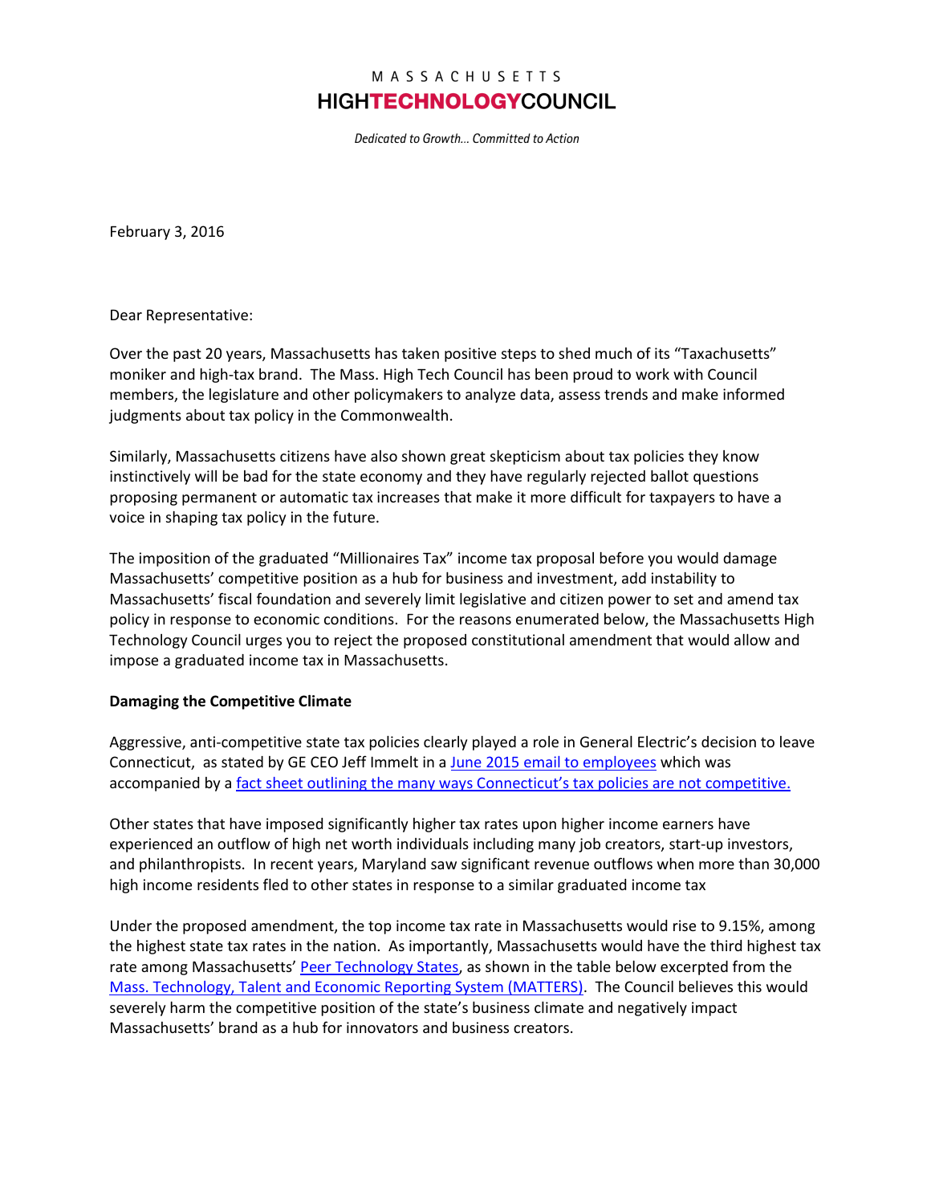MASSACHUSETTS

HIGH**TECHNOLOGY**COUNCIL

*Dedicated to Growth… Committed to Action*

February 3, 2016

Dear Representative:

Over the past 20 years, Massachusetts has taken positive steps to shed much of its "Taxachusetts" moniker and high-tax brand. The Mass. High Tech Council has been proud to work with Council members, the legislature and other policymakers to analyze data, assess trends and make informed judgments about tax policy in the Commonwealth.

Similarly, Massachusetts citizens have also shown great skepticism about tax policies they know instinctively will be bad for the state economy and they have regularly rejected ballot questions proposing permanent or automatic tax increases that make it more difficult for taxpayers to have a voice in shaping tax policy in the future.

The imposition of the graduated "Millionaires Tax" income tax proposal before you would damage Massachusetts' competitive position as a hub for business and investment, add instability to Massachusetts' fiscal foundation and severely limit legislative and citizen power to set and amend tax policy in response to economic conditions. For the reasons enumerated below, the Massachusetts High Technology Council urges you to reject the proposed constitutional amendment that would allow and impose a graduated income tax in Massachusetts.

**Damaging the Competitive Climate**

Aggressive, anti-competitive state tax policies clearly played a role in General Electric's decision to leave Connecticut, as stated by GE CEO Jeff Immelt in a June 2015 email to employees which was accompanied by a fact sheet outlining the many ways Connecticut's tax policies are not competitive.

Other states that have imposed significantly higher tax rates upon higher income earners have experienced an outflow of high net worth individuals including many job creators, start-up investors, and philanthropists. In recent years, Maryland saw significant revenue outflows when more than 30,000 high income residents fled to other states in response to a similar graduated income tax

Under the proposed amendment, the top income tax rate in Massachusetts would rise to 9.15%, among the highest state tax rates in the nation. As importantly, Massachusetts would have the third highest tax rate among Massachusetts' Peer Technology States, as shown in the table below excerpted from the Mass. Technology, Talent and Economic Reporting System (MATTERS). The Council believes this would severely harm the competitive position of the state's business climate and negatively impact Massachusetts' brand as a hub for innovators and business creators.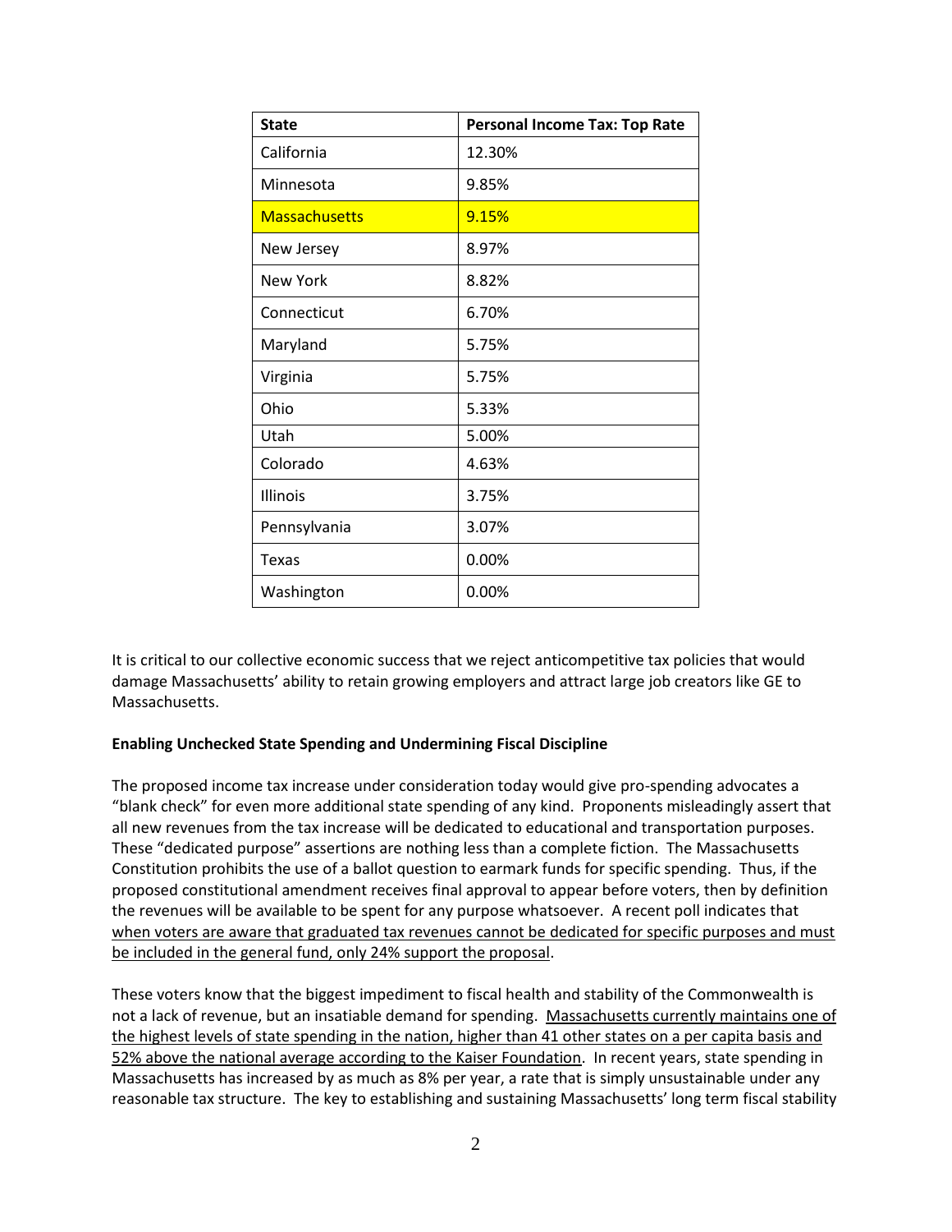| State | Personal Income Tax: Top Rate |
| --- | --- |
| California | 12.30% |
| Minnesota | 9.85% |
| Massachusetts | 9.15% |
| New Jersey | 8.97% |
| New York | 8.82% |
| Connecticut | 6.70% |
| Maryland | 5.75% |
| Virginia | 5.75% |
| Ohio | 5.33% |
| Utah | 5.00% |
| Colorado | 4.63% |
| Illinois | 3.75% |
| Pennsylvania | 3.07% |
| Texas | 0.00% |
| Washington | 0.00% |

It is critical to our collective economic success that we reject anticompetitive tax policies that would damage Massachusetts' ability to retain growing employers and attract large job creators like GE to Massachusetts.

**Enabling Unchecked State Spending and Undermining Fiscal Discipline**

The proposed income tax increase under consideration today would give pro-spending advocates a "blank check" for even more additional state spending of any kind. Proponents misleadingly assert that all new revenues from the tax increase will be dedicated to educational and transportation purposes. These "dedicated purpose" assertions are nothing less than a complete fiction. The Massachusetts Constitution prohibits the use of a ballot question to earmark funds for specific spending. Thus, if the proposed constitutional amendment receives final approval to appear before voters, then by definition the revenues will be available to be spent for any purpose whatsoever. A recent poll indicates that when voters are aware that graduated tax revenues cannot be dedicated for specific purposes and must be included in the general fund, only 24% support the proposal.

These voters know that the biggest impediment to fiscal health and stability of the Commonwealth is not a lack of revenue, but an insatiable demand for spending. Massachusetts currently maintains one of the highest levels of state spending in the nation, higher than 41 other states on a per capita basis and 52% above the national average according to the Kaiser Foundation. In recent years, state spending in Massachusetts has increased by as much as 8% per year, a rate that is simply unsustainable under any reasonable tax structure. The key to establishing and sustaining Massachusetts' long term fiscal stability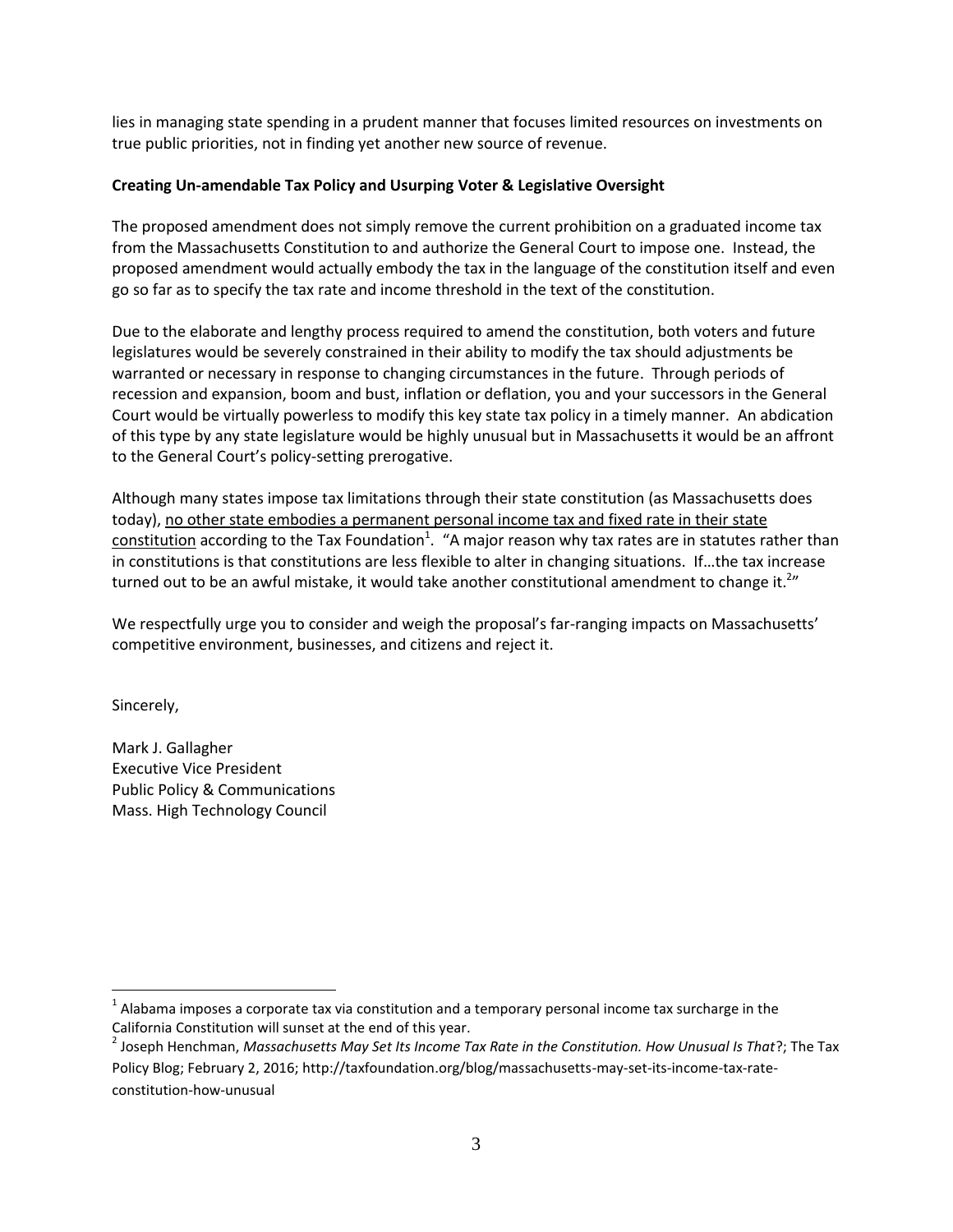lies in managing state spending in a prudent manner that focuses limited resources on investments on true public priorities, not in finding yet another new source of revenue.

**Creating Un-amendable Tax Policy and Usurping Voter & Legislative Oversight**

The proposed amendment does not simply remove the current prohibition on a graduated income tax from the Massachusetts Constitution to and authorize the General Court to impose one. Instead, the proposed amendment would actually embody the tax in the language of the constitution itself and even go so far as to specify the tax rate and income threshold in the text of the constitution.

Due to the elaborate and lengthy process required to amend the constitution, both voters and future legislatures would be severely constrained in their ability to modify the tax should adjustments be warranted or necessary in response to changing circumstances in the future. Through periods of recession and expansion, boom and bust, inflation or deflation, you and your successors in the General Court would be virtually powerless to modify this key state tax policy in a timely manner. An abdication of this type by any state legislature would be highly unusual but in Massachusetts it would be an affront to the General Court's policy-setting prerogative.

Although many states impose tax limitations through their state constitution (as Massachusetts does today), <u>no other state embodies a permanent personal income tax and fixed rate in their state constitution</u> according to the Tax Foundation[1]. "A major reason why tax rates are in statutes rather than in constitutions is that constitutions are less flexible to alter in changing situations. If…the tax increase turned out to be an awful mistake, it would take another constitutional amendment to change it.[2]"

We respectfully urge you to consider and weigh the proposal's far-ranging impacts on Massachusetts' competitive environment, businesses, and citizens and reject it.

Sincerely,

Mark J. Gallagher  
Executive Vice President  
Public Policy & Communications  
Mass. High Technology Council

---

[1] Alabama imposes a corporate tax via constitution and a temporary personal income tax surcharge in the California Constitution will sunset at the end of this year.

[2] Joseph Henchman, *Massachusetts May Set Its Income Tax Rate in the Constitution. How Unusual Is That*?; The Tax Policy Blog; February 2, 2016; http://taxfoundation.org/blog/massachusetts-may-set-its-income-tax-rate-constitution-how-unusual